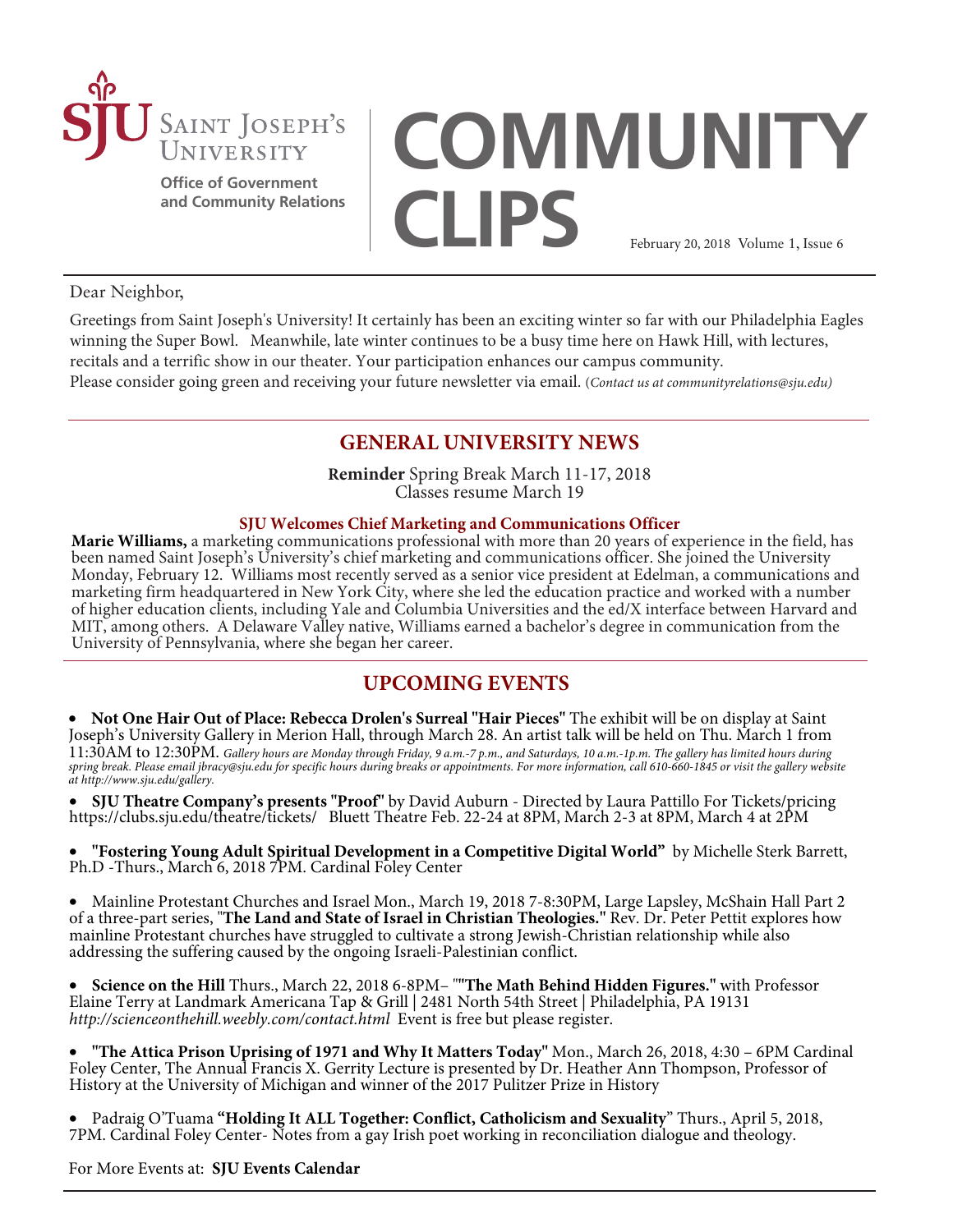Saint Joseph's University

Office of Government and Community Relations

# COMMUNITY CLIPS

February 20, 2018 Volume 1, Issue 6

Dear Neighbor,

Greetings from Saint Joseph's University! It certainly has been an exciting winter so far with our Philadelphia Eagles winning the Super Bowl. Meanwhile, late winter continues to be a busy time here on Hawk Hill, with lectures, recitals and a terrific show in our theater. Your participation enhances our campus community.
Please consider going green and receiving your future newsletter via email. (*Contact us at communityrelations@sju.edu)*

## GENERAL UNIVERSITY NEWS

**Reminder** Spring Break March 11-17, 2018
Classes resume March 19

### SJU Welcomes Chief Marketing and Communications Officer

**Marie Williams,** a marketing communications professional with more than 20 years of experience in the field, has been named Saint Joseph's University's chief marketing and communications officer. She joined the University Monday, February 12. Williams most recently served as a senior vice president at Edelman, a communications and marketing firm headquartered in New York City, where she led the education practice and worked with a number of higher education clients, including Yale and Columbia Universities and the ed/X interface between Harvard and MIT, among others. A Delaware Valley native, Williams earned a bachelor's degree in communication from the University of Pennsylvania, where she began her career.

## UPCOMING EVENTS

- **Not One Hair Out of Place: Rebecca Drolen's Surreal "Hair Pieces"** The exhibit will be on display at Saint Joseph's University Gallery in Merion Hall, through March 28. An artist talk will be held on Thu. March 1 from 11:30AM to 12:30PM. *Gallery hours are Monday through Friday, 9 a.m.-7 p.m., and Saturdays, 10 a.m.-1p.m. The gallery has limited hours during spring break. Please email jbracy@sju.edu for specific hours during breaks or appointments. For more information, call 610-660-1845 or visit the gallery website at http://www.sju.edu/gallery.*

- **SJU Theatre Company's presents "Proof"** by David Auburn - Directed by Laura Pattillo For Tickets/pricing https://clubs.sju.edu/theatre/tickets/ Bluett Theatre Feb. 22-24 at 8PM, March 2-3 at 8PM, March 4 at 2PM

- **"Fostering Young Adult Spiritual Development in a Competitive Digital World"** by Michelle Sterk Barrett, Ph.D -Thurs., March 6, 2018 7PM. Cardinal Foley Center

- Mainline Protestant Churches and Israel Mon., March 19, 2018 7-8:30PM, Large Lapsley, McShain Hall Part 2 of a three-part series, "**The Land and State of Israel in Christian Theologies."** Rev. Dr. Peter Pettit explores how mainline Protestant churches have struggled to cultivate a strong Jewish-Christian relationship while also addressing the suffering caused by the ongoing Israeli-Palestinian conflict.

- **Science on the Hill** Thurs., March 22, 2018 6-8PM– ""**The Math Behind Hidden Figures."** with Professor Elaine Terry at Landmark Americana Tap & Grill | 2481 North 54th Street | Philadelphia, PA 19131 *http://scienceonthehill.weebly.com/contact.html* Event is free but please register.

- **"The Attica Prison Uprising of 1971 and Why It Matters Today"** Mon., March 26, 2018, 4:30 – 6PM Cardinal Foley Center, The Annual Francis X. Gerrity Lecture is presented by Dr. Heather Ann Thompson, Professor of History at the University of Michigan and winner of the 2017 Pulitzer Prize in History

- Padraig O'Tuama **"Holding It ALL Together: Conflict, Catholicism and Sexuality"** Thurs., April 5, 2018, 7PM. Cardinal Foley Center- Notes from a gay Irish poet working in reconciliation dialogue and theology.

For More Events at: **SJU Events Calendar**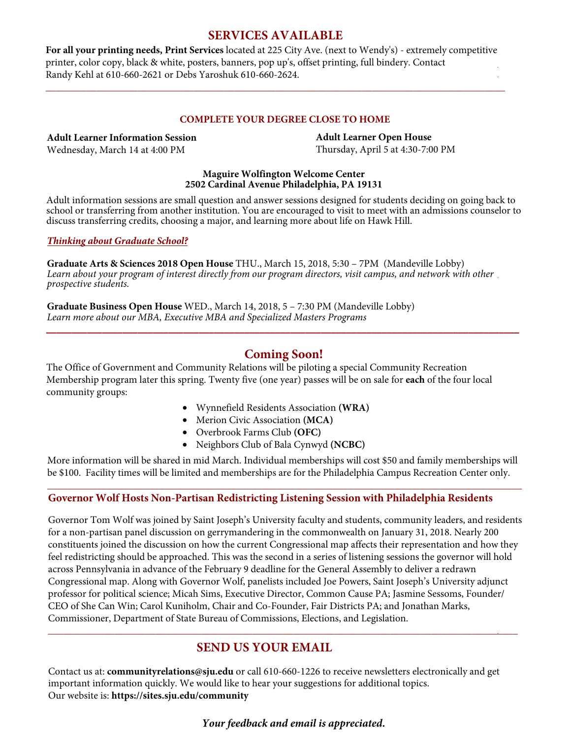## SERVICES AVAILABLE

**For all your printing needs, Print Services** located at 225 City Ave. (next to Wendy's) - extremely competitive printer, color copy, black & white, posters, banners, pop up's, offset printing, full bindery. Contact Randy Kehl at 610-660-2621 or Debs Yaroshuk 610-660-2624.

---

### COMPLETE YOUR DEGREE CLOSE TO HOME

**Adult Learner Information Session**
Wednesday, March 14 at 4:00 PM

**Adult Learner Open House**
Thursday, April 5 at 4:30-7:00 PM

**Maguire Wolfington Welcome Center**
**2502 Cardinal Avenue Philadelphia, PA 19131**

Adult information sessions are small question and answer sessions designed for students deciding on going back to school or transferring from another institution. You are encouraged to visit to meet with an admissions counselor to discuss transferring credits, choosing a major, and learning more about life on Hawk Hill.

***Thinking about Graduate School?***

**Graduate Arts & Sciences 2018 Open House** THU., March 15, 2018, 5:30 – 7PM (Mandeville Lobby)
*Learn about your program of interest directly from our program directors, visit campus, and network with other prospective students.*

**Graduate Business Open House** WED., March 14, 2018, 5 – 7:30 PM (Mandeville Lobby)
*Learn more about our MBA, Executive MBA and Specialized Masters Programs*

---

## Coming Soon!

The Office of Government and Community Relations will be piloting a special Community Recreation Membership program later this spring. Twenty five (one year) passes will be on sale for **each** of the four local community groups:

- Wynnefield Residents Association **(WRA)**
- Merion Civic Association **(MCA)**
- Overbrook Farms Club **(OFC)**
- Neighbors Club of Bala Cynwyd **(NCBC)**

More information will be shared in mid March. Individual memberships will cost $50 and family memberships will be $100. Facility times will be limited and memberships are for the Philadelphia Campus Recreation Center only.

---

### Governor Wolf Hosts Non-Partisan Redistricting Listening Session with Philadelphia Residents

Governor Tom Wolf was joined by Saint Joseph's University faculty and students, community leaders, and residents for a non-partisan panel discussion on gerrymandering in the commonwealth on January 31, 2018. Nearly 200 constituents joined the discussion on how the current Congressional map affects their representation and how they feel redistricting should be approached. This was the second in a series of listening sessions the governor will hold across Pennsylvania in advance of the February 9 deadline for the General Assembly to deliver a redrawn Congressional map. Along with Governor Wolf, panelists included Joe Powers, Saint Joseph's University adjunct professor for political science; Micah Sims, Executive Director, Common Cause PA; Jasmine Sessoms, Founder/CEO of She Can Win; Carol Kuniholm, Chair and Co-Founder, Fair Districts PA; and Jonathan Marks, Commissioner, Department of State Bureau of Commissions, Elections, and Legislation.

---

## SEND US YOUR EMAIL

Contact us at: **communityrelations@sju.edu** or call 610-660-1226 to receive newsletters electronically and get important information quickly. We would like to hear your suggestions for additional topics.
Our website is: **https://sites.sju.edu/community**

***Your feedback and email is appreciated.***